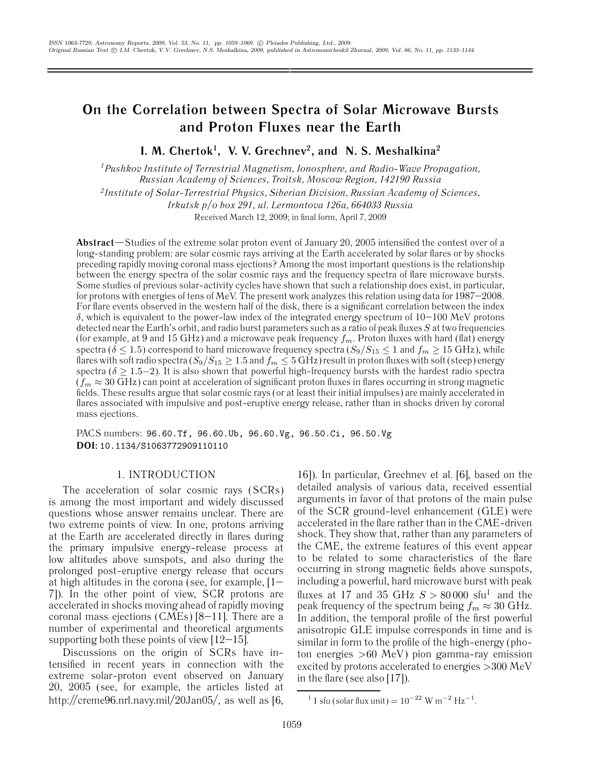# On the Correlation between Spectra of Solar Microwave Bursts and Proton Fluxes near the Earth

**I. M. Chertok[1], V. V. Grechnev[2], and N. S. Meshalkina[2]**

[1] *Pushkov Institute of Terrestrial Magnetism, Ionosphere, and Radio-Wave Propagation, Russian Academy of Sciences, Troitsk, Moscow Region, 142190 Russia*

[2] *Institute of Solar-Terrestrial Physics, Siberian Division, Russian Academy of Sciences, Irkutsk p/o box 291, ul. Lermontova 126a, 664033 Russia*

Received March 12, 2009; in final form, April 7, 2009

**Abstract**—Studies of the extreme solar proton event of January 20, 2005 intensified the contest over of a long-standing problem: are solar cosmic rays arriving at the Earth accelerated by solar flares or by shocks preceding rapidly moving coronal mass ejections? Among the most important questions is the relationship between the energy spectra of the solar cosmic rays and the frequency spectra of flare microwave bursts. Some studies of previous solar-activity cycles have shown that such a relationship does exist, in particular, for protons with energies of tens of MeV. The present work analyzes this relation using data for 1987–2008. For flare events observed in the western half of the disk, there is a significant correlation between the index $\delta$, which is equivalent to the power-law index of the integrated energy spectrum of 10–100 MeV protons detected near the Earth's orbit, and radio burst parameters such as a ratio of peak fluxes $S$ at two frequencies (for example, at 9 and 15 GHz) and a microwave peak frequency $f_m$. Proton fluxes with hard (flat) energy spectra ($\delta \leq 1.5$) correspond to hard microwave frequency spectra ($S_9/S_{15} \leq 1$ and $f_m \geq 15$ GHz), while flares with soft radio spectra ($S_9/S_{15} \geq 1.5$ and $f_m \leq 5$ GHz) result in proton fluxes with soft (steep) energy spectra ($\delta \geq 1.5$–2). It is also shown that powerful high-frequency bursts with the hardest radio spectra ($f_m \approx 30$ GHz) can point at acceleration of significant proton fluxes in flares occurring in strong magnetic fields. These results argue that solar cosmic rays (or at least their initial impulses) are mainly accelerated in flares associated with impulsive and post-eruptive energy release, rather than in shocks driven by coronal mass ejections.

PACS numbers: 96.60.Tf, 96.60.Ub, 96.60.Vg, 96.50.Ci, 96.50.Vg

**DOI:** 10.1134/S1063772909110110

## 1. INTRODUCTION

The acceleration of solar cosmic rays (SCRs) is among the most important and widely discussed questions whose answer remains unclear. There are two extreme points of view. In one, protons arriving at the Earth are accelerated directly in flares during the primary impulsive energy-release process at low altitudes above sunspots, and also during the prolonged post-eruptive energy release that occurs at high altitudes in the corona (see, for example, [1–7]). In the other point of view, SCR protons are accelerated in shocks moving ahead of rapidly moving coronal mass ejections (CMEs) [8–11]. There are a number of experimental and theoretical arguments supporting both these points of view [12–15].

Discussions on the origin of SCRs have intensified in recent years in connection with the extreme solar-proton event observed on January 20, 2005 (see, for example, the articles listed at http://creme96.nrl.navy.mil/20Jan05/, as well as [6, 16]). In particular, Grechnev et al. [6], based on the detailed analysis of various data, received essential arguments in favor of that protons of the main pulse of the SCR ground-level enhancement (GLE) were accelerated in the flare rather than in the CME-driven shock. They show that, rather than any parameters of the CME, the extreme features of this event appear to be related to some characteristics of the flare occurring in strong magnetic fields above sunspots, including a powerful, hard microwave burst with peak fluxes at 17 and 35 GHz $S > 80\,000$ sfu[1] and the peak frequency of the spectrum being $f_m \approx 30$ GHz. In addition, the temporal profile of the first powerful anisotropic GLE impulse corresponds in time and is similar in form to the profile of the high-energy (photon energies >60 MeV) pion gamma-ray emission excited by protons accelerated to energies >300 MeV in the flare (see also [17]).

[1] 1 sfu (solar flux unit) $= 10^{-22}$ W m$^{-2}$ Hz$^{-1}$.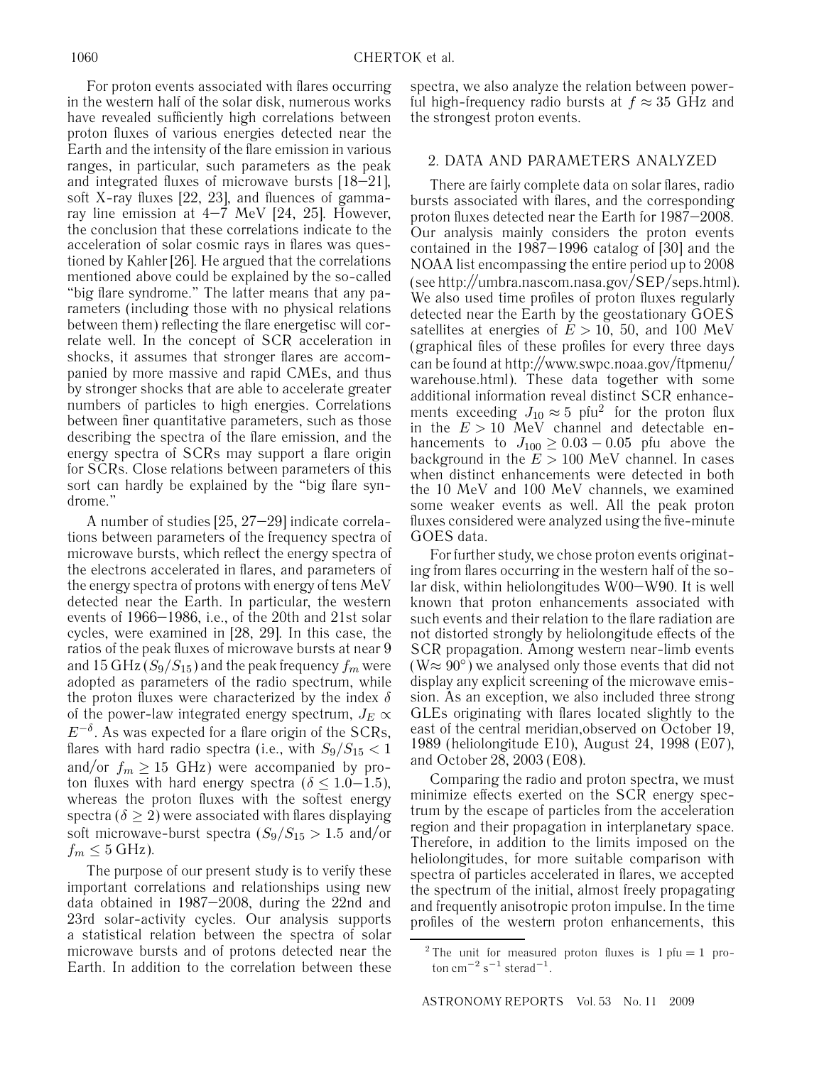For proton events associated with flares occurring in the western half of the solar disk, numerous works have revealed sufficiently high correlations between proton fluxes of various energies detected near the Earth and the intensity of the flare emission in various ranges, in particular, such parameters as the peak and integrated fluxes of microwave bursts [18–21], soft X-ray fluxes [22, 23], and fluences of gamma-ray line emission at 4–7 MeV [24, 25]. However, the conclusion that these correlations indicate to the acceleration of solar cosmic rays in flares was questioned by Kahler [26]. He argued that the correlations mentioned above could be explained by the so-called "big flare syndrome." The latter means that any parameters (including those with no physical relations between them) reflecting the flare energetisc will correlate well. In the concept of SCR acceleration in shocks, it assumes that stronger flares are accompanied by more massive and rapid CMEs, and thus by stronger shocks that are able to accelerate greater numbers of particles to high energies. Correlations between finer quantitative parameters, such as those describing the spectra of the flare emission, and the energy spectra of SCRs may support a flare origin for SCRs. Close relations between parameters of this sort can hardly be explained by the "big flare syndrome."

A number of studies [25, 27–29] indicate correlations between parameters of the frequency spectra of microwave bursts, which reflect the energy spectra of the electrons accelerated in flares, and parameters of the energy spectra of protons with energy of tens MeV detected near the Earth. In particular, the western events of 1966–1986, i.e., of the 20th and 21st solar cycles, were examined in [28, 29]. In this case, the ratios of the peak fluxes of microwave bursts at near 9 and 15 GHz ($S_9/S_{15}$) and the peak frequency $f_m$ were adopted as parameters of the radio spectrum, while the proton fluxes were characterized by the index $\delta$ of the power-law integrated energy spectrum, $J_E \propto E^{-\delta}$. As was expected for a flare origin of the SCRs, flares with hard radio spectra (i.e., with $S_9/S_{15} < 1$ and/or $f_m \geq 15$ GHz) were accompanied by proton fluxes with hard energy spectra ($\delta \leq 1.0$–$1.5$), whereas the proton fluxes with the softest energy spectra ($\delta \geq 2$) were associated with flares displaying soft microwave-burst spectra ($S_9/S_{15} > 1.5$ and/or $f_m \leq 5$ GHz).

The purpose of our present study is to verify these important correlations and relationships using new data obtained in 1987–2008, during the 22nd and 23rd solar-activity cycles. Our analysis supports a statistical relation between the spectra of solar microwave bursts and of protons detected near the Earth. In addition to the correlation between these spectra, we also analyze the relation between powerful high-frequency radio bursts at $f \approx 35$ GHz and the strongest proton events.

## 2. DATA AND PARAMETERS ANALYZED

There are fairly complete data on solar flares, radio bursts associated with flares, and the corresponding proton fluxes detected near the Earth for 1987–2008. Our analysis mainly considers the proton events contained in the 1987–1996 catalog of [30] and the NOAA list encompassing the entire period up to 2008 (see http://umbra.nascom.nasa.gov/SEP/seps.html). We also used time profiles of proton fluxes regularly detected near the Earth by the geostationary GOES satellites at energies of $E > 10$, 50, and 100 MeV (graphical files of these profiles for every three days can be found at http://www.swpc.noaa.gov/ftpmenu/warehouse.html). These data together with some additional information reveal distinct SCR enhancements exceeding $J_{10} \approx 5$ pfu[2] for the proton flux in the $E > 10$ MeV channel and detectable enhancements to $J_{100} \geq 0.03 - 0.05$ pfu above the background in the $E > 100$ MeV channel. In cases when distinct enhancements were detected in both the 10 MeV and 100 MeV channels, we examined some weaker events as well. All the peak proton fluxes considered were analyzed using the five-minute GOES data.

For further study, we chose proton events originating from flares occurring in the western half of the solar disk, within heliolongitudes W00–W90. It is well known that proton enhancements associated with such events and their relation to the flare radiation are not distorted strongly by heliolongitude effects of the SCR propagation. Among western near-limb events (W$\approx 90°$) we analysed only those events that did not display any explicit screening of the microwave emission. As an exception, we also included three strong GLEs originating with flares located slightly to the east of the central meridian,observed on October 19, 1989 (heliolongitude E10), August 24, 1998 (E07), and October 28, 2003 (E08).

Comparing the radio and proton spectra, we must minimize effects exerted on the SCR energy spectrum by the escape of particles from the acceleration region and their propagation in interplanetary space. Therefore, in addition to the limits imposed on the heliolongitudes, for more suitable comparison with spectra of particles accelerated in flares, we accepted the spectrum of the initial, almost freely propagating and frequently anisotropic proton impulse. In the time profiles of the western proton enhancements, this

[2] The unit for measured proton fluxes is 1 pfu = 1 proton cm$^{-2}$ s$^{-1}$ sterad$^{-1}$.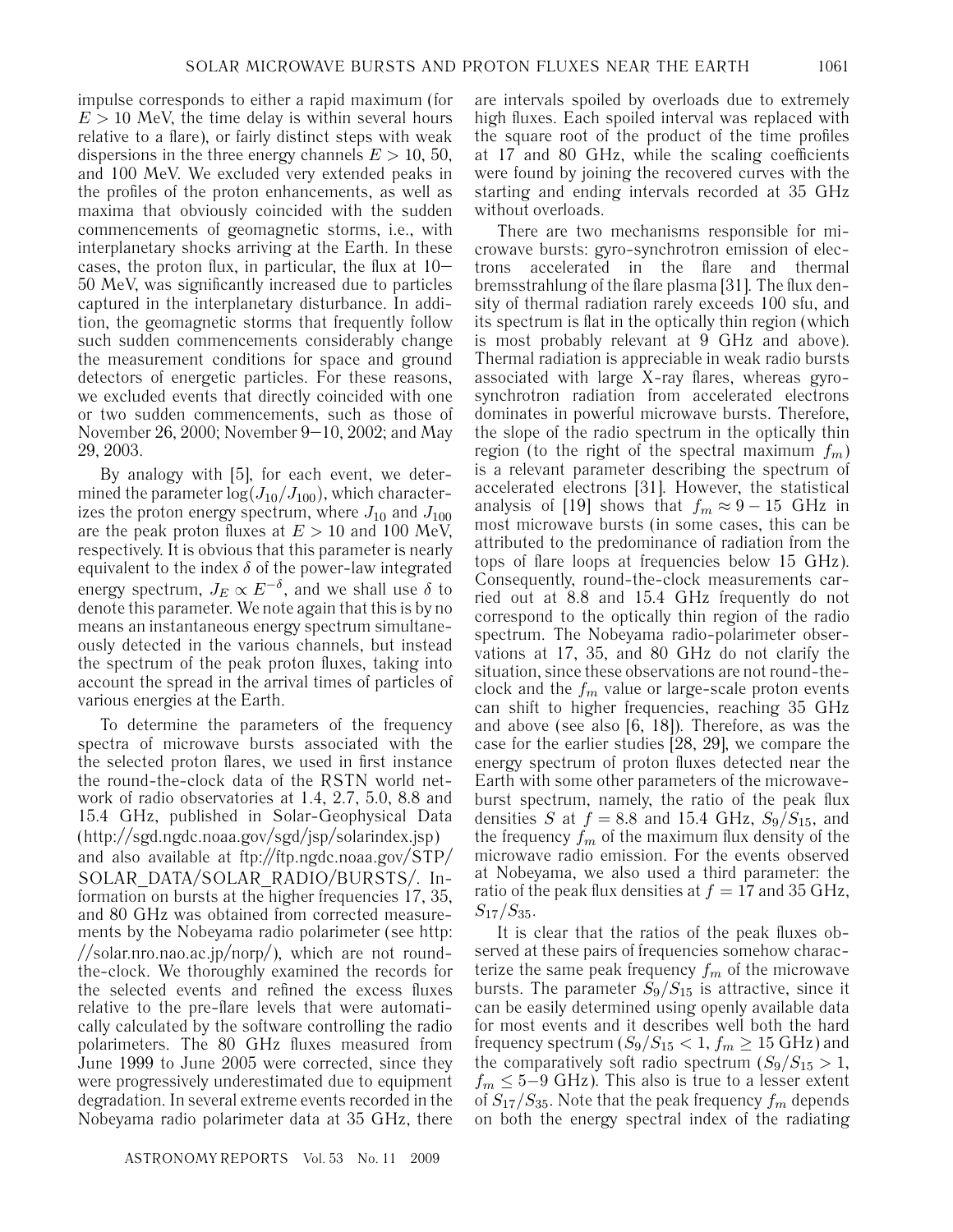impulse corresponds to either a rapid maximum (for $E > 10$ MeV, the time delay is within several hours relative to a flare), or fairly distinct steps with weak dispersions in the three energy channels $E > 10$, 50, and 100 MeV. We excluded very extended peaks in the profiles of the proton enhancements, as well as maxima that obviously coincided with the sudden commencements of geomagnetic storms, i.e., with interplanetary shocks arriving at the Earth. In these cases, the proton flux, in particular, the flux at 10–50 MeV, was significantly increased due to particles captured in the interplanetary disturbance. In addition, the geomagnetic storms that frequently follow such sudden commencements considerably change the measurement conditions for space and ground detectors of energetic particles. For these reasons, we excluded events that directly coincided with one or two sudden commencements, such as those of November 26, 2000; November 9–10, 2002; and May 29, 2003.

By analogy with [5], for each event, we determined the parameter $\log(J_{10}/J_{100})$, which characterizes the proton energy spectrum, where $J_{10}$ and $J_{100}$ are the peak proton fluxes at $E > 10$ and 100 MeV, respectively. It is obvious that this parameter is nearly equivalent to the index $\delta$ of the power-law integrated energy spectrum, $J_E \propto E^{-\delta}$, and we shall use $\delta$ to denote this parameter. We note again that this is by no means an instantaneous energy spectrum simultaneously detected in the various channels, but instead the spectrum of the peak proton fluxes, taking into account the spread in the arrival times of particles of various energies at the Earth.

To determine the parameters of the frequency spectra of microwave bursts associated with the selected proton flares, we used in first instance the round-the-clock data of the RSTN world network of radio observatories at 1.4, 2.7, 5.0, 8.8 and 15.4 GHz, published in Solar-Geophysical Data (http://sgd.ngdc.noaa.gov/sgd/jsp/solarindex.jsp) and also available at ftp://ftp.ngdc.noaa.gov/STP/SOLAR_DATA/SOLAR_RADIO/BURSTS/. Information on bursts at the higher frequencies 17, 35, and 80 GHz was obtained from corrected measurements by the Nobeyama radio polarimeter (see http://solar.nro.nao.ac.jp/norp/), which are not round-the-clock. We thoroughly examined the records for the selected events and refined the excess fluxes relative to the pre-flare levels that were automatically calculated by the software controlling the radio polarimeters. The 80 GHz fluxes measured from June 1999 to June 2005 were corrected, since they were progressively underestimated due to equipment degradation. In several extreme events recorded in the Nobeyama radio polarimeter data at 35 GHz, there are intervals spoiled by overloads due to extremely high fluxes. Each spoiled interval was replaced with the square root of the product of the time profiles at 17 and 80 GHz, while the scaling coefficients were found by joining the recovered curves with the starting and ending intervals recorded at 35 GHz without overloads.

There are two mechanisms responsible for microwave bursts: gyro-synchrotron emission of electrons accelerated in the flare and thermal bremsstrahlung of the flare plasma [31]. The flux density of thermal radiation rarely exceeds 100 sfu, and its spectrum is flat in the optically thin region (which is most probably relevant at 9 GHz and above). Thermal radiation is appreciable in weak radio bursts associated with large X-ray flares, whereas gyro-synchrotron radiation from accelerated electrons dominates in powerful microwave bursts. Therefore, the slope of the radio spectrum in the optically thin region (to the right of the spectral maximum $f_m$) is a relevant parameter describing the spectrum of accelerated electrons [31]. However, the statistical analysis of [19] shows that $f_m \approx 9 - 15$ GHz in most microwave bursts (in some cases, this can be attributed to the predominance of radiation from the tops of flare loops at frequencies below 15 GHz). Consequently, round-the-clock measurements carried out at 8.8 and 15.4 GHz frequently do not correspond to the optically thin region of the radio spectrum. The Nobeyama radio-polarimeter observations at 17, 35, and 80 GHz do not clarify the situation, since these observations are not round-the-clock and the $f_m$ value or large-scale proton events can shift to higher frequencies, reaching 35 GHz and above (see also [6, 18]). Therefore, as was the case for the earlier studies [28, 29], we compare the energy spectrum of proton fluxes detected near the Earth with some other parameters of the microwave-burst spectrum, namely, the ratio of the peak flux densities $S$ at $f = 8.8$ and 15.4 GHz, $S_9/S_{15}$, and the frequency $f_m$ of the maximum flux density of the microwave radio emission. For the events observed at Nobeyama, we also used a third parameter: the ratio of the peak flux densities at $f = 17$ and 35 GHz, $S_{17}/S_{35}$.

It is clear that the ratios of the peak fluxes observed at these pairs of frequencies somehow characterize the same peak frequency $f_m$ of the microwave bursts. The parameter $S_9/S_{15}$ is attractive, since it can be easily determined using openly available data for most events and it describes well both the hard frequency spectrum ($S_9/S_{15} < 1$, $f_m \geq 15$ GHz) and the comparatively soft radio spectrum ($S_9/S_{15} > 1$, $f_m \leq 5–9$ GHz). This also is true to a lesser extent of $S_{17}/S_{35}$. Note that the peak frequency $f_m$ depends on both the energy spectral index of the radiating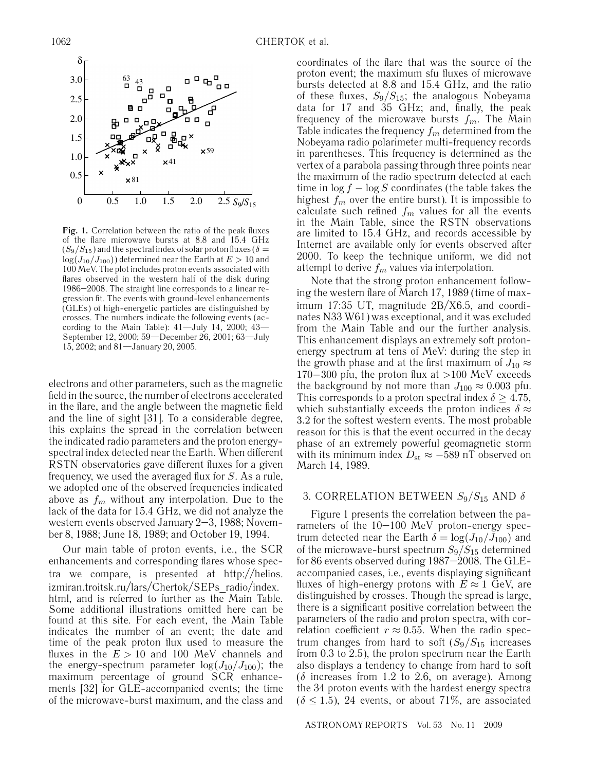**Fig. 1.** Correlation between the ratio of the peak fluxes of the flare microwave bursts at 8.8 and 15.4 GHz ($S_9/S_{15}$) and the spectral index of solar proton fluxes ($\delta = \log(J_{10}/J_{100})$) determined near the Earth at $E > 10$ and 100 MeV. The plot includes proton events associated with flares observed in the western half of the disk during 1986–2008. The straight line corresponds to a linear regression fit. The events with ground-level enhancements (GLEs) of high-energetic particles are distinguished by crosses. The numbers indicate the following events (according to the Main Table): 41—July 14, 2000; 43—September 12, 2000; 59—December 26, 2001; 63—July 15, 2002; and 81—January 20, 2005.

electrons and other parameters, such as the magnetic field in the source, the number of electrons accelerated in the flare, and the angle between the magnetic field and the line of sight [31]. To a considerable degree, this explains the spread in the correlation between the indicated radio parameters and the proton energy-spectral index detected near the Earth. When different RSTN observatories gave different fluxes for a given frequency, we used the averaged flux for $S$. As a rule, we adopted one of the observed frequencies indicated above as $f_m$ without any interpolation. Due to the lack of the data for 15.4 GHz, we did not analyze the western events observed January 2–3, 1988; November 8, 1988; June 18, 1989; and October 19, 1994.

Our main table of proton events, i.e., the SCR enhancements and corresponding flares whose spectra we compare, is presented at http://helios.izmiran.troitsk.ru/lars/Chertok/SEPs_radio/index.html, and is referred to further as the Main Table. Some additional illustrations omitted here can be found at this site. For each event, the Main Table indicates the number of an event; the date and time of the peak proton flux used to measure the fluxes in the $E > 10$ and 100 MeV channels and the energy-spectrum parameter $\log(J_{10}/J_{100})$; the maximum percentage of ground SCR enhancements [32] for GLE-accompanied events; the time of the microwave-burst maximum, and the class and coordinates of the flare that was the source of the proton event; the maximum sfu fluxes of microwave bursts detected at 8.8 and 15.4 GHz, and the ratio of these fluxes, $S_9/S_{15}$; the analogous Nobeyama data for 17 and 35 GHz; and, finally, the peak frequency of the microwave bursts $f_m$. The Main Table indicates the frequency $f_m$ determined from the Nobeyama radio polarimeter multi-frequency records in parentheses. This frequency is determined as the vertex of a parabola passing through three points near the maximum of the radio spectrum detected at each time in $\log f - \log S$ coordinates (the table takes the highest $f_m$ over the entire burst). It is impossible to calculate such refined $f_m$ values for all the events in the Main Table, since the RSTN observations are limited to 15.4 GHz, and records accessible by Internet are available only for events observed after 2000. To keep the technique uniform, we did not attempt to derive $f_m$ values via interpolation.

Note that the strong proton enhancement following the western flare of March 17, 1989 (time of maximum 17:35 UT, magnitude 2B/X6.5, and coordinates N33 W61) was exceptional, and it was excluded from the Main Table and our the further analysis. This enhancement displays an extremely soft proton-energy spectrum at tens of MeV: during the step in the growth phase and at the first maximum of $J_{10} \approx 170-300$ pfu, the proton flux at $>100$ MeV exceeds the background by not more than $J_{100} \approx 0.003$ pfu. This corresponds to a proton spectral index $\delta \geq 4.75$, which substantially exceeds the proton indices $\delta \approx 3.2$ for the softest western events. The most probable reason for this is that the event occurred in the decay phase of an extremely powerful geomagnetic storm with its minimum index $D_{\rm st} \approx -589$ nT observed on March 14, 1989.

## 3. CORRELATION BETWEEN $S_9/S_{15}$ AND $\delta$

Figure 1 presents the correlation between the parameters of the 10–100 MeV proton-energy spectrum detected near the Earth $\delta = \log(J_{10}/J_{100})$ and of the microwave-burst spectrum $S_9/S_{15}$ determined for 86 events observed during 1987–2008. The GLE-accompanied cases, i.e., events displaying significant fluxes of high-energy protons with $E \approx 1$ GeV, are distinguished by crosses. Though the spread is large, there is a significant positive correlation between the parameters of the radio and proton spectra, with correlation coefficient $r \approx 0.55$. When the radio spectrum changes from hard to soft ($S_9/S_{15}$ increases from 0.3 to 2.5), the proton spectrum near the Earth also displays a tendency to change from hard to soft ($\delta$ increases from 1.2 to 2.6, on average). Among the 34 proton events with the hardest energy spectra ($\delta \leq 1.5$), 24 events, or about 71%, are associated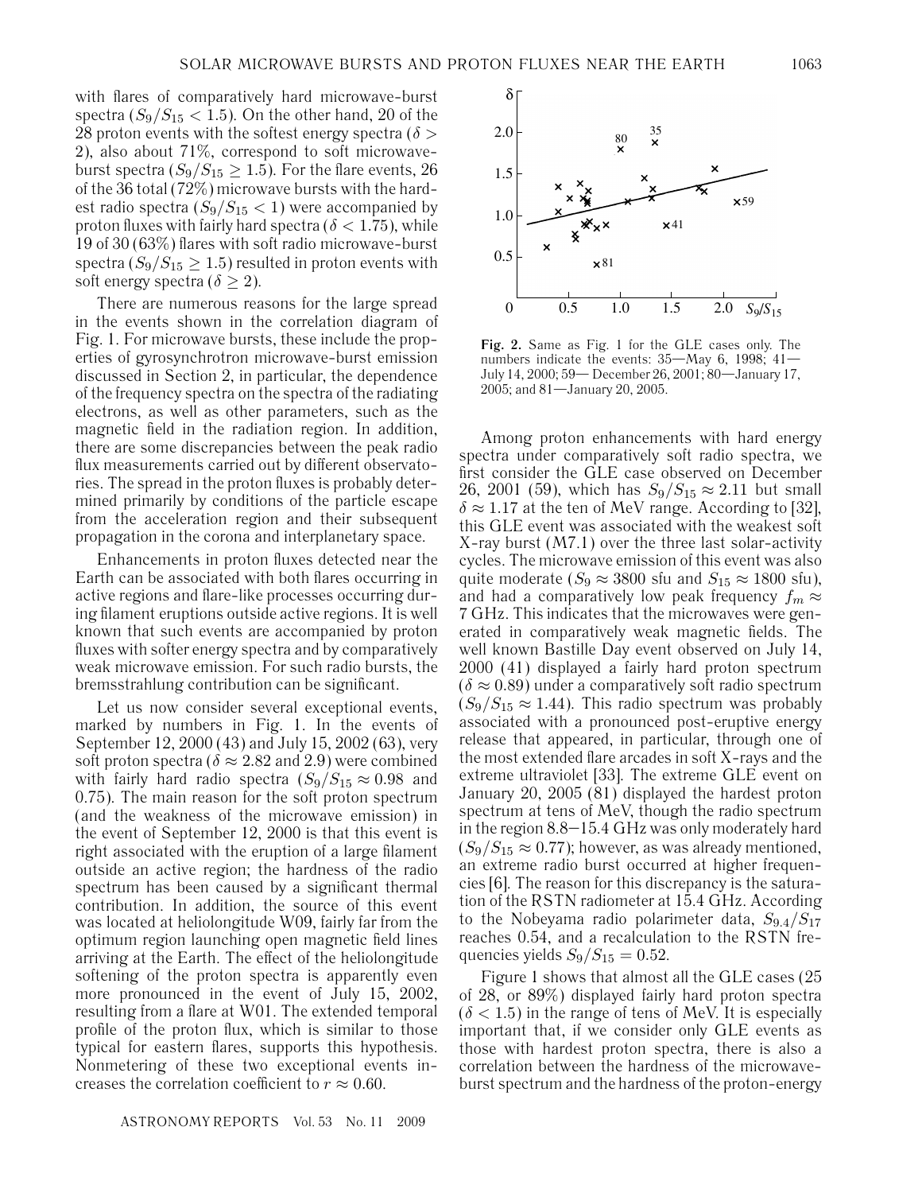with flares of comparatively hard microwave-burst spectra ($S_9/S_{15} < 1.5$). On the other hand, 20 of the 28 proton events with the softest energy spectra ($\delta > 2$), also about 71%, correspond to soft microwave-burst spectra ($S_9/S_{15} \geq 1.5$). For the flare events, 26 of the 36 total (72%) microwave bursts with the hardest radio spectra ($S_9/S_{15} < 1$) were accompanied by proton fluxes with fairly hard spectra ($\delta < 1.75$), while 19 of 30 (63%) flares with soft radio microwave-burst spectra ($S_9/S_{15} \geq 1.5$) resulted in proton events with soft energy spectra ($\delta \geq 2$).

There are numerous reasons for the large spread in the events shown in the correlation diagram of Fig. 1. For microwave bursts, these include the properties of gyrosynchrotron microwave-burst emission discussed in Section 2, in particular, the dependence of the frequency spectra on the spectra of the radiating electrons, as well as other parameters, such as the magnetic field in the radiation region. In addition, there are some discrepancies between the peak radio flux measurements carried out by different observatories. The spread in the proton fluxes is probably determined primarily by conditions of the particle escape from the acceleration region and their subsequent propagation in the corona and interplanetary space.

Enhancements in proton fluxes detected near the Earth can be associated with both flares occurring in active regions and flare-like processes occurring during filament eruptions outside active regions. It is well known that such events are accompanied by proton fluxes with softer energy spectra and by comparatively weak microwave emission. For such radio bursts, the bremsstrahlung contribution can be significant.

Let us now consider several exceptional events, marked by numbers in Fig. 1. In the events of September 12, 2000 (43) and July 15, 2002 (63), very soft proton spectra ($\delta \approx 2.82$ and 2.9) were combined with fairly hard radio spectra ($S_9/S_{15} \approx 0.98$ and 0.75). The main reason for the soft proton spectrum (and the weakness of the microwave emission) in the event of September 12, 2000 is that this event is right associated with the eruption of a large filament outside an active region; the hardness of the radio spectrum has been caused by a significant thermal contribution. In addition, the source of this event was located at heliolongitude W09, fairly far from the optimum region launching open magnetic field lines arriving at the Earth. The effect of the heliolongitude softening of the proton spectra is apparently even more pronounced in the event of July 15, 2002, resulting from a flare at W01. The extended temporal profile of the proton flux, which is similar to those typical for eastern flares, supports this hypothesis. Nonmetering of these two exceptional events increases the correlation coefficient to $r \approx 0.60$.

**Fig. 2.** Same as Fig. 1 for the GLE cases only. The numbers indicate the events: 35—May 6, 1998; 41—July 14, 2000; 59— December 26, 2001; 80—January 17, 2005; and 81—January 20, 2005.

Among proton enhancements with hard energy spectra under comparatively soft radio spectra, we first consider the GLE case observed on December 26, 2001 (59), which has $S_9/S_{15} \approx 2.11$ but small $\delta \approx 1.17$ at the ten of MeV range. According to [32], this GLE event was associated with the weakest soft X-ray burst (M7.1) over the three last solar-activity cycles. The microwave emission of this event was also quite moderate ($S_9 \approx 3800$ sfu and $S_{15} \approx 1800$ sfu), and had a comparatively low peak frequency $f_m \approx 7$ GHz. This indicates that the microwaves were generated in comparatively weak magnetic fields. The well known Bastille Day event observed on July 14, 2000 (41) displayed a fairly hard proton spectrum ($\delta \approx 0.89$) under a comparatively soft radio spectrum ($S_9/S_{15} \approx 1.44$). This radio spectrum was probably associated with a pronounced post-eruptive energy release that appeared, in particular, through one of the most extended flare arcades in soft X-rays and the extreme ultraviolet [33]. The extreme GLE event on January 20, 2005 (81) displayed the hardest proton spectrum at tens of MeV, though the radio spectrum in the region 8.8–15.4 GHz was only moderately hard ($S_9/S_{15} \approx 0.77$); however, as was already mentioned, an extreme radio burst occurred at higher frequencies [6]. The reason for this discrepancy is the saturation of the RSTN radiometer at 15.4 GHz. According to the Nobeyama radio polarimeter data, $S_{9.4}/S_{17}$ reaches 0.54, and a recalculation to the RSTN frequencies yields $S_9/S_{15} = 0.52$.

Figure 1 shows that almost all the GLE cases (25 of 28, or 89%) displayed fairly hard proton spectra ($\delta < 1.5$) in the range of tens of MeV. It is especially important that, if we consider only GLE events as those with hardest proton spectra, there is also a correlation between the hardness of the microwave-burst spectrum and the hardness of the proton-energy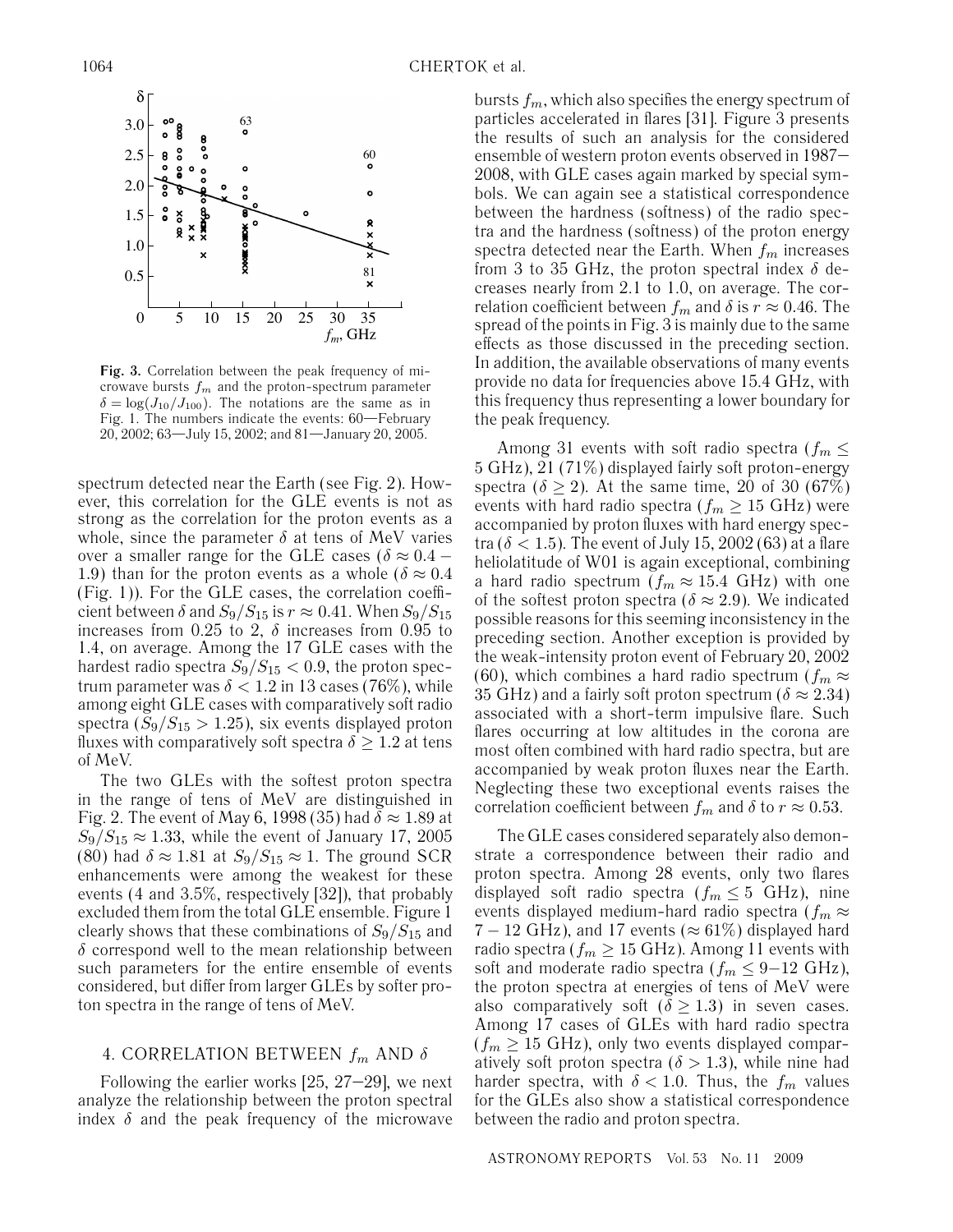Fig. 3. Correlation between the peak frequency of microwave bursts $f_m$ and the proton-spectrum parameter $\delta = \log(J_{10}/J_{100})$. The notations are the same as in Fig. 1. The numbers indicate the events: 60—February 20, 2002; 63—July 15, 2002; and 81—January 20, 2005.

spectrum detected near the Earth (see Fig. 2). However, this correlation for the GLE events is not as strong as the correlation for the proton events as a whole, since the parameter $\delta$ at tens of MeV varies over a smaller range for the GLE cases ($\delta \approx 0.4-1.9$) than for the proton events as a whole ($\delta \approx 0.4$ (Fig. 1)). For the GLE cases, the correlation coefficient between $\delta$ and $S_9/S_{15}$ is $r \approx 0.41$. When $S_9/S_{15}$ increases from 0.25 to 2, $\delta$ increases from 0.95 to 1.4, on average. Among the 17 GLE cases with the hardest radio spectra $S_9/S_{15} < 0.9$, the proton spectrum parameter was $\delta < 1.2$ in 13 cases (76%), while among eight GLE cases with comparatively soft radio spectra ($S_9/S_{15} > 1.25$), six events displayed proton fluxes with comparatively soft spectra $\delta \geq 1.2$ at tens of MeV.

The two GLEs with the softest proton spectra in the range of tens of MeV are distinguished in Fig. 2. The event of May 6, 1998 (35) had $\delta \approx 1.89$ at $S_9/S_{15} \approx 1.33$, while the event of January 17, 2005 (80) had $\delta \approx 1.81$ at $S_9/S_{15} \approx 1$. The ground SCR enhancements were among the weakest for these events (4 and 3.5%, respectively [32]), that probably excluded them from the total GLE ensemble. Figure 1 clearly shows that these combinations of $S_9/S_{15}$ and $\delta$ correspond well to the mean relationship between such parameters for the entire ensemble of events considered, but differ from larger GLEs by softer proton spectra in the range of tens of MeV.

## 4. CORRELATION BETWEEN $f_m$ AND $\delta$

Following the earlier works [25, 27–29], we next analyze the relationship between the proton spectral index $\delta$ and the peak frequency of the microwave bursts $f_m$, which also specifies the energy spectrum of particles accelerated in flares [31]. Figure 3 presents the results of such an analysis for the considered ensemble of western proton events observed in 1987–2008, with GLE cases again marked by special symbols. We can again see a statistical correspondence between the hardness (softness) of the radio spectra and the hardness (softness) of the proton energy spectra detected near the Earth. When $f_m$ increases from 3 to 35 GHz, the proton spectral index $\delta$ decreases nearly from 2.1 to 1.0, on average. The correlation coefficient between $f_m$ and $\delta$ is $r \approx 0.46$. The spread of the points in Fig. 3 is mainly due to the same effects as those discussed in the preceding section. In addition, the available observations of many events provide no data for frequencies above 15.4 GHz, with this frequency thus representing a lower boundary for the peak frequency.

Among 31 events with soft radio spectra ($f_m \leq 5$ GHz), 21 (71%) displayed fairly soft proton-energy spectra ($\delta \geq 2$). At the same time, 20 of 30 (67%) events with hard radio spectra ($f_m \geq 15$ GHz) were accompanied by proton fluxes with hard energy spectra ($\delta < 1.5$). The event of July 15, 2002 (63) at a flare heliolatitude of W01 is again exceptional, combining a hard radio spectrum ($f_m \approx 15.4$ GHz) with one of the softest proton spectra ($\delta \approx 2.9$). We indicated possible reasons for this seeming inconsistency in the preceding section. Another exception is provided by the weak-intensity proton event of February 20, 2002 (60), which combines a hard radio spectrum ($f_m \approx 35$ GHz) and a fairly soft proton spectrum ($\delta \approx 2.34$) associated with a short-term impulsive flare. Such flares occurring at low altitudes in the corona are most often combined with hard radio spectra, but are accompanied by weak proton fluxes near the Earth. Neglecting these two exceptional events raises the correlation coefficient between $f_m$ and $\delta$ to $r \approx 0.53$.

The GLE cases considered separately also demonstrate a correspondence between their radio and proton spectra. Among 28 events, only two flares displayed soft radio spectra ($f_m \leq 5$ GHz), nine events displayed medium-hard radio spectra ($f_m \approx 7-12$ GHz), and 17 events ($\approx 61\%$) displayed hard radio spectra ($f_m \geq 15$ GHz). Among 11 events with soft and moderate radio spectra ($f_m \leq 9$–12 GHz), the proton spectra at energies of tens of MeV were also comparatively soft ($\delta \geq 1.3$) in seven cases. Among 17 cases of GLEs with hard radio spectra ($f_m \geq 15$ GHz), only two events displayed comparatively soft proton spectra ($\delta > 1.3$), while nine had harder spectra, with $\delta < 1.0$. Thus, the $f_m$ values for the GLEs also show a statistical correspondence between the radio and proton spectra.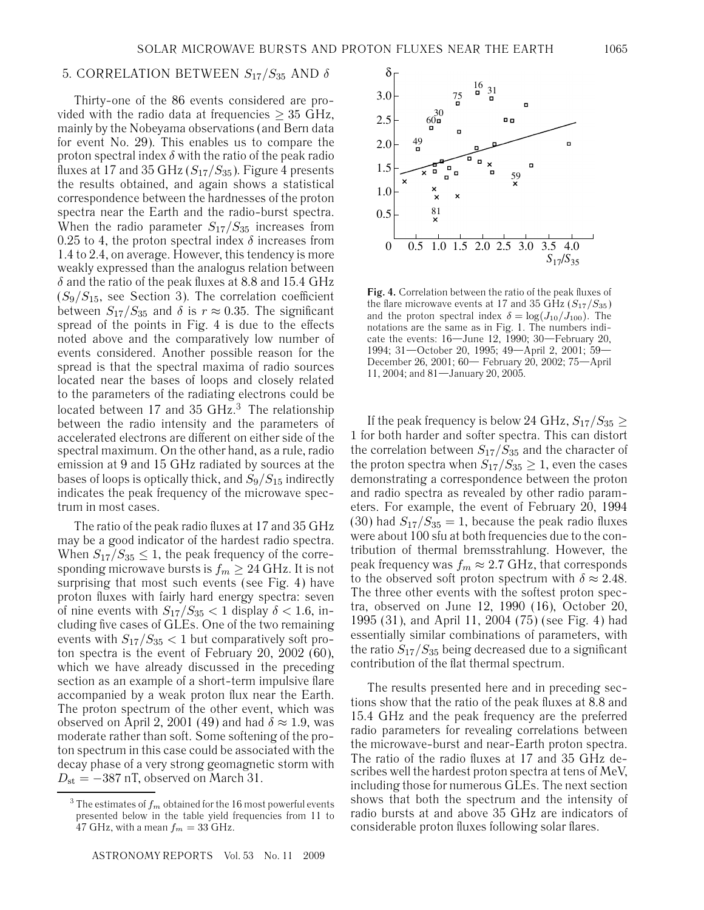## 5. CORRELATION BETWEEN $S_{17}/S_{35}$ AND $\delta$

Thirty-one of the 86 events considered are provided with the radio data at frequencies $\geq 35$ GHz, mainly by the Nobeyama observations (and Bern data for event No. 29). This enables us to compare the proton spectral index $\delta$ with the ratio of the peak radio fluxes at 17 and 35 GHz ($S_{17}/S_{35}$). Figure 4 presents the results obtained, and again shows a statistical correspondence between the hardnesses of the proton spectra near the Earth and the radio-burst spectra. When the radio parameter $S_{17}/S_{35}$ increases from 0.25 to 4, the proton spectral index $\delta$ increases from 1.4 to 2.4, on average. However, this tendency is more weakly expressed than the analogus relation between $\delta$ and the ratio of the peak fluxes at 8.8 and 15.4 GHz ($S_9/S_{15}$, see Section 3). The correlation coefficient between $S_{17}/S_{35}$ and $\delta$ is $r \approx 0.35$. The significant spread of the points in Fig. 4 is due to the effects noted above and the comparatively low number of events considered. Another possible reason for the spread is that the spectral maxima of radio sources located near the bases of loops and closely related to the parameters of the radiating electrons could be located between 17 and 35 GHz.[3] The relationship between the radio intensity and the parameters of accelerated electrons are different on either side of the spectral maximum. On the other hand, as a rule, radio emission at 9 and 15 GHz radiated by sources at the bases of loops is optically thick, and $S_9/S_{15}$ indirectly indicates the peak frequency of the microwave spectrum in most cases.

The ratio of the peak radio fluxes at 17 and 35 GHz may be a good indicator of the hardest radio spectra. When $S_{17}/S_{35} \leq 1$, the peak frequency of the corresponding microwave bursts is $f_m \geq 24$ GHz. It is not surprising that most such events (see Fig. 4) have proton fluxes with fairly hard energy spectra: seven of nine events with $S_{17}/S_{35} < 1$ display $\delta < 1.6$, including five cases of GLEs. One of the two remaining events with $S_{17}/S_{35} < 1$ but comparatively soft proton spectra is the event of February 20, 2002 (60), which we have already discussed in the preceding section as an example of a short-term impulsive flare accompanied by a weak proton flux near the Earth. The proton spectrum of the other event, which was observed on April 2, 2001 (49) and had $\delta \approx 1.9$, was moderate rather than soft. Some softening of the proton spectrum in this case could be associated with the decay phase of a very strong geomagnetic storm with $D_{\rm st} = -387$ nT, observed on March 31.

[3] The estimates of $f_m$ obtained for the 16 most powerful events presented below in the table yield frequencies from 11 to 47 GHz, with a mean $f_m = 33$ GHz.

**Fig. 4.** Correlation between the ratio of the peak fluxes of the flare microwave events at 17 and 35 GHz ($S_{17}/S_{35}$) and the proton spectral index $\delta = \log(J_{10}/J_{100})$. The notations are the same as in Fig. 1. The numbers indicate the events: 16—June 12, 1990; 30—February 20, 1994; 31—October 20, 1995; 49—April 2, 2001; 59—December 26, 2001; 60— February 20, 2002; 75—April 11, 2004; and 81—January 20, 2005.

If the peak frequency is below 24 GHz, $S_{17}/S_{35} \geq 1$ for both harder and softer spectra. This can distort the correlation between $S_{17}/S_{35}$ and the character of the proton spectra when $S_{17}/S_{35} \geq 1$, even the cases demonstrating a correspondence between the proton and radio spectra as revealed by other radio parameters. For example, the event of February 20, 1994 (30) had $S_{17}/S_{35} = 1$, because the peak radio fluxes were about 100 sfu at both frequencies due to the contribution of thermal bremsstrahlung. However, the peak frequency was $f_m \approx 2.7$ GHz, that corresponds to the observed soft proton spectrum with $\delta \approx 2.48$. The three other events with the softest proton spectra, observed on June 12, 1990 (16), October 20, 1995 (31), and April 11, 2004 (75) (see Fig. 4) had essentially similar combinations of parameters, with the ratio $S_{17}/S_{35}$ being decreased due to a significant contribution of the flat thermal spectrum.

The results presented here and in preceding sections show that the ratio of the peak fluxes at 8.8 and 15.4 GHz and the peak frequency are the preferred radio parameters for revealing correlations between the microwave-burst and near-Earth proton spectra. The ratio of the radio fluxes at 17 and 35 GHz describes well the hardest proton spectra at tens of MeV, including those for numerous GLEs. The next section shows that both the spectrum and the intensity of radio bursts at and above 35 GHz are indicators of considerable proton fluxes following solar flares.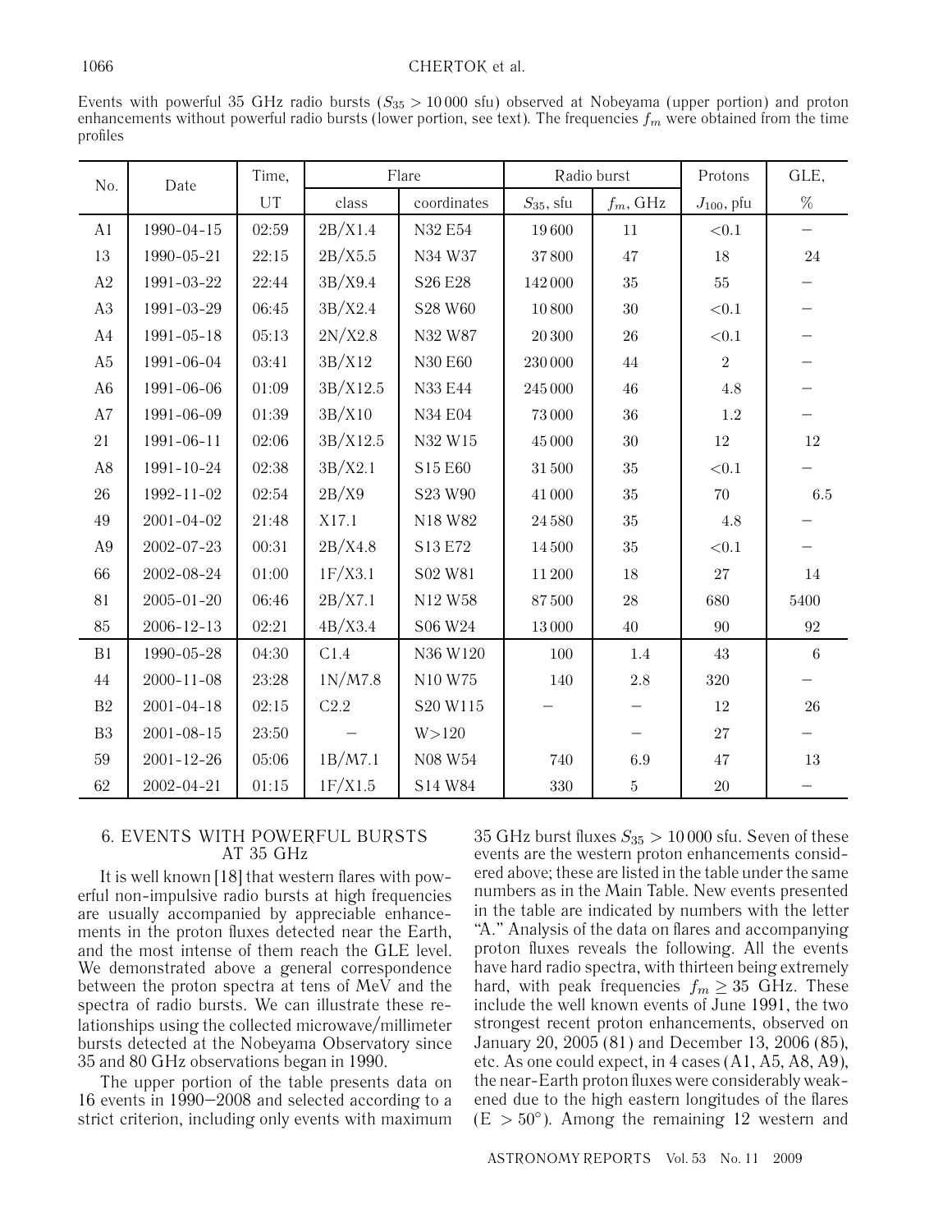Events with powerful 35 GHz radio bursts ($S_{35} > 10\,000$ sfu) observed at Nobeyama (upper portion) and proton enhancements without powerful radio bursts (lower portion, see text). The frequencies $f_m$ were obtained from the time profiles

| No. | Date | Time, UT | Flare class | Flare coordinates | Radio burst $S_{35}$, sfu | Radio burst $f_m$, GHz | Protons $J_{100}$, pfu | GLE, % |
|---|---|---|---|---|---|---|---|---|
| A1 | 1990-04-15 | 02:59 | 2B/X1.4 | N32 E54 | 19 600 | 11 | <0.1 | – |
| 13 | 1990-05-21 | 22:15 | 2B/X5.5 | N34 W37 | 37 800 | 47 | 18 | 24 |
| A2 | 1991-03-22 | 22:44 | 3B/X9.4 | S26 E28 | 142 000 | 35 | 55 | – |
| A3 | 1991-03-29 | 06:45 | 3B/X2.4 | S28 W60 | 10 800 | 30 | <0.1 | – |
| A4 | 1991-05-18 | 05:13 | 2N/X2.8 | N32 W87 | 20 300 | 26 | <0.1 | – |
| A5 | 1991-06-04 | 03:41 | 3B/X12 | N30 E60 | 230 000 | 44 | 2 | – |
| A6 | 1991-06-06 | 01:09 | 3B/X12.5 | N33 E44 | 245 000 | 46 | 4.8 | – |
| A7 | 1991-06-09 | 01:39 | 3B/X10 | N34 E04 | 73 000 | 36 | 1.2 | – |
| 21 | 1991-06-11 | 02:06 | 3B/X12.5 | N32 W15 | 45 000 | 30 | 12 | 12 |
| A8 | 1991-10-24 | 02:38 | 3B/X2.1 | S15 E60 | 31 500 | 35 | <0.1 | – |
| 26 | 1992-11-02 | 02:54 | 2B/X9 | S23 W90 | 41 000 | 35 | 70 | 6.5 |
| 49 | 2001-04-02 | 21:48 | X17.1 | N18 W82 | 24 580 | 35 | 4.8 | – |
| A9 | 2002-07-23 | 00:31 | 2B/X4.8 | S13 E72 | 14 500 | 35 | <0.1 | – |
| 66 | 2002-08-24 | 01:00 | 1F/X3.1 | S02 W81 | 11 200 | 18 | 27 | 14 |
| 81 | 2005-01-20 | 06:46 | 2B/X7.1 | N12 W58 | 87 500 | 28 | 680 | 5400 |
| 85 | 2006-12-13 | 02:21 | 4B/X3.4 | S06 W24 | 13 000 | 40 | 90 | 92 |
| B1 | 1990-05-28 | 04:30 | C1.4 | N36 W120 | 100 | 1.4 | 43 | 6 |
| 44 | 2000-11-08 | 23:28 | 1N/M7.8 | N10 W75 | 140 | 2.8 | 320 | – |
| B2 | 2001-04-18 | 02:15 | C2.2 | S20 W115 | – | – | 12 | 26 |
| B3 | 2001-08-15 | 23:50 | – | W>120 | | – | 27 | – |
| 59 | 2001-12-26 | 05:06 | 1B/M7.1 | N08 W54 | 740 | 6.9 | 47 | 13 |
| 62 | 2002-04-21 | 01:15 | 1F/X1.5 | S14 W84 | 330 | 5 | 20 | – |

## 6. EVENTS WITH POWERFUL BURSTS AT 35 GHz

It is well known [18] that western flares with powerful non-impulsive radio bursts at high frequencies are usually accompanied by appreciable enhancements in the proton fluxes detected near the Earth, and the most intense of them reach the GLE level. We demonstrated above a general correspondence between the proton spectra at tens of MeV and the spectra of radio bursts. We can illustrate these relationships using the collected microwave/millimeter bursts detected at the Nobeyama Observatory since 35 and 80 GHz observations began in 1990.

The upper portion of the table presents data on 16 events in 1990–2008 and selected according to a strict criterion, including only events with maximum 35 GHz burst fluxes $S_{35} > 10\,000$ sfu. Seven of these events are the western proton enhancements considered above; these are listed in the table under the same numbers as in the Main Table. New events presented in the table are indicated by numbers with the letter "A." Analysis of the data on flares and accompanying proton fluxes reveals the following. All the events have hard radio spectra, with thirteen being extremely hard, with peak frequencies $f_m \geq 35$ GHz. These include the well known events of June 1991, the two strongest recent proton enhancements, observed on January 20, 2005 (81) and December 13, 2006 (85), etc. As one could expect, in 4 cases (A1, A5, A8, A9), the near-Earth proton fluxes were considerably weakened due to the high eastern longitudes of the flares (E $> 50°$). Among the remaining 12 western and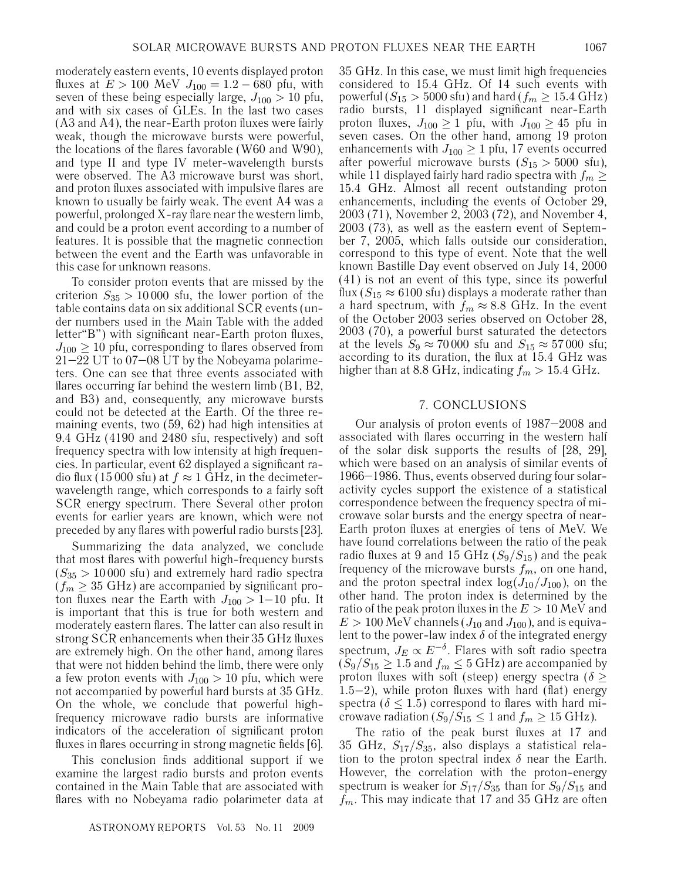moderately eastern events, 10 events displayed proton fluxes at $E > 100$ MeV $J_{100} = 1.2 - 680$ pfu, with seven of these being especially large, $J_{100} > 10$ pfu, and with six cases of GLEs. In the last two cases (A3 and A4), the near-Earth proton fluxes were fairly weak, though the microwave bursts were powerful, the locations of the flares favorable (W60 and W90), and type II and type IV meter-wavelength bursts were observed. The A3 microwave burst was short, and proton fluxes associated with impulsive flares are known to usually be fairly weak. The event A4 was a powerful, prolonged X-ray flare near the western limb, and could be a proton event according to a number of features. It is possible that the magnetic connection between the event and the Earth was unfavorable in this case for unknown reasons.

To consider proton events that are missed by the criterion $S_{35} > 10\,000$ sfu, the lower portion of the table contains data on six additional SCR events (under numbers used in the Main Table with the added letter"B") with significant near-Earth proton fluxes, $J_{100} \geq 10$ pfu, corresponding to flares observed from 21–22 UT to 07–08 UT by the Nobeyama polarimeters. One can see that three events associated with flares occurring far behind the western limb (B1, B2, and B3) and, consequently, any microwave bursts could not be detected at the Earth. Of the three remaining events, two (59, 62) had high intensities at 9.4 GHz (4190 and 2480 sfu, respectively) and soft frequency spectra with low intensity at high frequencies. In particular, event 62 displayed a significant radio flux (15 000 sfu) at $f \approx 1$ GHz, in the decimeter-wavelength range, which corresponds to a fairly soft SCR energy spectrum. There Several other proton events for earlier years are known, which were not preceded by any flares with powerful radio bursts [23].

Summarizing the data analyzed, we conclude that most flares with powerful high-frequency bursts ($S_{35} > 10\,000$ sfu) and extremely hard radio spectra ($f_m \geq 35$ GHz) are accompanied by significant proton fluxes near the Earth with $J_{100} > 1–10$ pfu. It is important that this is true for both western and moderately eastern flares. The latter can also result in strong SCR enhancements when their 35 GHz fluxes are extremely high. On the other hand, among flares that were not hidden behind the limb, there were only a few proton events with $J_{100} > 10$ pfu, which were not accompanied by powerful hard bursts at 35 GHz. On the whole, we conclude that powerful high-frequency microwave radio bursts are informative indicators of the acceleration of significant proton fluxes in flares occurring in strong magnetic fields [6].

This conclusion finds additional support if we examine the largest radio bursts and proton events contained in the Main Table that are associated with flares with no Nobeyama radio polarimeter data at 35 GHz. In this case, we must limit high frequencies considered to 15.4 GHz. Of 14 such events with powerful ($S_{15} > 5000$ sfu) and hard ($f_m \geq 15.4$ GHz) radio bursts, 11 displayed significant near-Earth proton fluxes, $J_{100} \geq 1$ pfu, with $J_{100} \geq 45$ pfu in seven cases. On the other hand, among 19 proton enhancements with $J_{100} \geq 1$ pfu, 17 events occurred after powerful microwave bursts ($S_{15} > 5000$ sfu), while 11 displayed fairly hard radio spectra with $f_m \geq 15.4$ GHz. Almost all recent outstanding proton enhancements, including the events of October 29, 2003 (71), November 2, 2003 (72), and November 4, 2003 (73), as well as the eastern event of September 7, 2005, which falls outside our consideration, correspond to this type of event. Note that the well known Bastille Day event observed on July 14, 2000 (41) is not an event of this type, since its powerful flux ($S_{15} \approx 6100$ sfu) displays a moderate rather than a hard spectrum, with $f_m \approx 8.8$ GHz. In the event of the October 2003 series observed on October 28, 2003 (70), a powerful burst saturated the detectors at the levels $S_9 \approx 70\,000$ sfu and $S_{15} \approx 57\,000$ sfu; according to its duration, the flux at 15.4 GHz was higher than at 8.8 GHz, indicating $f_m > 15.4$ GHz.

## 7. CONCLUSIONS

Our analysis of proton events of 1987–2008 and associated with flares occurring in the western half of the solar disk supports the results of [28, 29], which were based on an analysis of similar events of 1966–1986. Thus, events observed during four solar-activity cycles support the existence of a statistical correspondence between the frequency spectra of microwave solar bursts and the energy spectra of near-Earth proton fluxes at energies of tens of MeV. We have found correlations between the ratio of the peak radio fluxes at 9 and 15 GHz ($S_9/S_{15}$) and the peak frequency of the microwave bursts $f_m$, on one hand, and the proton spectral index $\log(J_{10}/J_{100})$, on the other hand. The proton index is determined by the ratio of the peak proton fluxes in the $E > 10$ MeV and $E > 100$ MeV channels ($J_{10}$ and $J_{100}$), and is equivalent to the power-law index $\delta$ of the integrated energy spectrum, $J_E \propto E^{-\delta}$. Flares with soft radio spectra ($S_9/S_{15} \geq 1.5$ and $f_m \leq 5$ GHz) are accompanied by proton fluxes with soft (steep) energy spectra ($\delta \geq 1.5–2$), while proton fluxes with hard (flat) energy spectra ($\delta \leq 1.5$) correspond to flares with hard microwave radiation ($S_9/S_{15} \leq 1$ and $f_m \geq 15$ GHz).

The ratio of the peak burst fluxes at 17 and 35 GHz, $S_{17}/S_{35}$, also displays a statistical relation to the proton spectral index $\delta$ near the Earth. However, the correlation with the proton-energy spectrum is weaker for $S_{17}/S_{35}$ than for $S_9/S_{15}$ and $f_m$. This may indicate that 17 and 35 GHz are often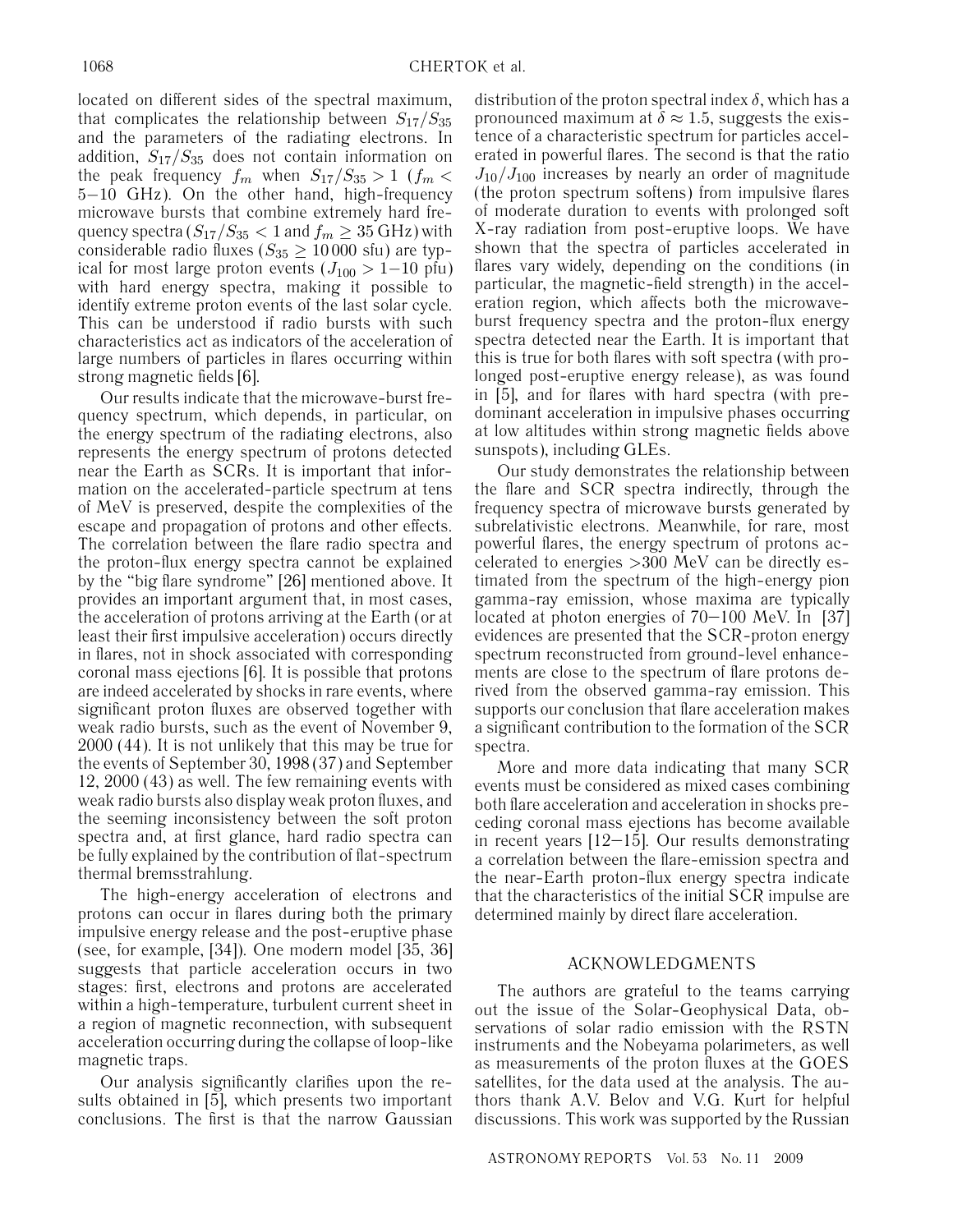located on different sides of the spectral maximum, that complicates the relationship between $S_{17}/S_{35}$ and the parameters of the radiating electrons. In addition, $S_{17}/S_{35}$ does not contain information on the peak frequency $f_m$ when $S_{17}/S_{35} > 1$ ($f_m <$ 5–10 GHz). On the other hand, high-frequency microwave bursts that combine extremely hard frequency spectra ($S_{17}/S_{35} < 1$ and $f_m \geq 35$ GHz) with considerable radio fluxes ($S_{35} \geq 10\,000$ sfu) are typical for most large proton events ($J_{100} > 1$–10 pfu) with hard energy spectra, making it possible to identify extreme proton events of the last solar cycle. This can be understood if radio bursts with such characteristics act as indicators of the acceleration of large numbers of particles in flares occurring within strong magnetic fields [6].

Our results indicate that the microwave-burst frequency spectrum, which depends, in particular, on the energy spectrum of the radiating electrons, also represents the energy spectrum of protons detected near the Earth as SCRs. It is important that information on the accelerated-particle spectrum at tens of MeV is preserved, despite the complexities of the escape and propagation of protons and other effects. The correlation between the flare radio spectra and the proton-flux energy spectra cannot be explained by the "big flare syndrome" [26] mentioned above. It provides an important argument that, in most cases, the acceleration of protons arriving at the Earth (or at least their first impulsive acceleration) occurs directly in flares, not in shock associated with corresponding coronal mass ejections [6]. It is possible that protons are indeed accelerated by shocks in rare events, where significant proton fluxes are observed together with weak radio bursts, such as the event of November 9, 2000 (44). It is not unlikely that this may be true for the events of September 30, 1998 (37) and September 12, 2000 (43) as well. The few remaining events with weak radio bursts also display weak proton fluxes, and the seeming inconsistency between the soft proton spectra and, at first glance, hard radio spectra can be fully explained by the contribution of flat-spectrum thermal bremsstrahlung.

The high-energy acceleration of electrons and protons can occur in flares during both the primary impulsive energy release and the post-eruptive phase (see, for example, [34]). One modern model [35, 36] suggests that particle acceleration occurs in two stages: first, electrons and protons are accelerated within a high-temperature, turbulent current sheet in a region of magnetic reconnection, with subsequent acceleration occurring during the collapse of loop-like magnetic traps.

Our analysis significantly clarifies upon the results obtained in [5], which presents two important conclusions. The first is that the narrow Gaussian distribution of the proton spectral index $\delta$, which has a pronounced maximum at $\delta \approx 1.5$, suggests the existence of a characteristic spectrum for particles accelerated in powerful flares. The second is that the ratio $J_{10}/J_{100}$ increases by nearly an order of magnitude (the proton spectrum softens) from impulsive flares of moderate duration to events with prolonged soft X-ray radiation from post-eruptive loops. We have shown that the spectra of particles accelerated in flares vary widely, depending on the conditions (in particular, the magnetic-field strength) in the acceleration region, which affects both the microwave-burst frequency spectra and the proton-flux energy spectra detected near the Earth. It is important that this is true for both flares with soft spectra (with prolonged post-eruptive energy release), as was found in [5], and for flares with hard spectra (with predominant acceleration in impulsive phases occurring at low altitudes within strong magnetic fields above sunspots), including GLEs.

Our study demonstrates the relationship between the flare and SCR spectra indirectly, through the frequency spectra of microwave bursts generated by subrelativistic electrons. Meanwhile, for rare, most powerful flares, the energy spectrum of protons accelerated to energies >300 MeV can be directly estimated from the spectrum of the high-energy pion gamma-ray emission, whose maxima are typically located at photon energies of 70–100 MeV. In [37] evidences are presented that the SCR-proton energy spectrum reconstructed from ground-level enhancements are close to the spectrum of flare protons derived from the observed gamma-ray emission. This supports our conclusion that flare acceleration makes a significant contribution to the formation of the SCR spectra.

More and more data indicating that many SCR events must be considered as mixed cases combining both flare acceleration and acceleration in shocks preceding coronal mass ejections has become available in recent years [12–15]. Our results demonstrating a correlation between the flare-emission spectra and the near-Earth proton-flux energy spectra indicate that the characteristics of the initial SCR impulse are determined mainly by direct flare acceleration.

## ACKNOWLEDGMENTS

The authors are grateful to the teams carrying out the issue of the Solar-Geophysical Data, observations of solar radio emission with the RSTN instruments and the Nobeyama polarimeters, as well as measurements of the proton fluxes at the GOES satellites, for the data used at the analysis. The authors thank A.V. Belov and V.G. Kurt for helpful discussions. This work was supported by the Russian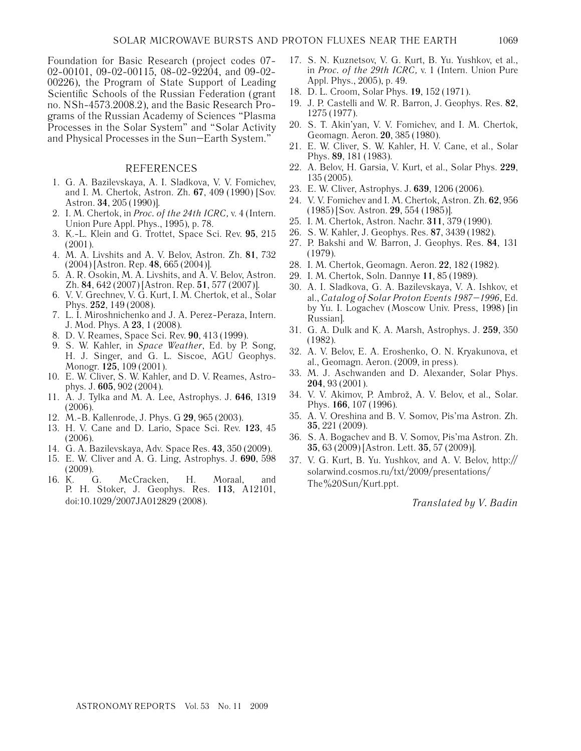Foundation for Basic Research (project codes 07-02-00101, 09-02-00115, 08-02-92204, and 09-02-00226), the Program of State Support of Leading Scientific Schools of the Russian Federation (grant no. NSh-4573.2008.2), and the Basic Research Programs of the Russian Academy of Sciences "Plasma Processes in the Solar System" and "Solar Activity and Physical Processes in the Sun–Earth System."

## REFERENCES

1. G. A. Bazilevskaya, A. I. Sladkova, V. V. Fomichev, and I. M. Chertok, Astron. Zh. **67**, 409 (1990) [Sov. Astron. **34**, 205 (1990)].
2. I. M. Chertok, in *Proc. of the 24th ICRC*, v. 4 (Intern. Union Pure Appl. Phys., 1995), p. 78.
3. K.-L. Klein and G. Trottet, Space Sci. Rev. **95**, 215 (2001).
4. M. A. Livshits and A. V. Belov, Astron. Zh. **81**, 732 (2004) [Astron. Rep. **48**, 665 (2004)].
5. A. R. Osokin, M. A. Livshits, and A. V. Belov, Astron. Zh. **84**, 642 (2007) [Astron. Rep. **51**, 577 (2007)].
6. V. V. Grechnev, V. G. Kurt, I. M. Chertok, et al., Solar Phys. **252**, 149 (2008).
7. L. I. Miroshnichenko and J. A. Perez-Peraza, Intern. J. Mod. Phys. A **23**, 1 (2008).
8. D. V. Reames, Space Sci. Rev. **90**, 413 (1999).
9. S. W. Kahler, in *Space Weather*, Ed. by P. Song, H. J. Singer, and G. L. Siscoe, AGU Geophys. Monogr. **125**, 109 (2001).
10. E. W. Cliver, S. W. Kahler, and D. V. Reames, Astrophys. J. **605**, 902 (2004).
11. A. J. Tylka and M. A. Lee, Astrophys. J. **646**, 1319 (2006).
12. M.-B. Kallenrode, J. Phys. G **29**, 965 (2003).
13. H. V. Cane and D. Lario, Space Sci. Rev. **123**, 45 (2006).
14. G. A. Bazilevskaya, Adv. Space Res. **43**, 350 (2009).
15. E. W. Cliver and A. G. Ling, Astrophys. J. **690**, 598 (2009).
16. K. G. McCracken, H. Moraal, and P. H. Stoker, J. Geophys. Res. **113**, A12101, doi:10.1029/2007JA012829 (2008).
17. S. N. Kuznetsov, V. G. Kurt, B. Yu. Yushkov, et al., in *Proc. of the 29th ICRC*, v. 1 (Intern. Union Pure Appl. Phys., 2005), p. 49.
18. D. L. Croom, Solar Phys. **19**, 152 (1971).
19. J. P. Castelli and W. R. Barron, J. Geophys. Res. **82**, 1275 (1977).
20. S. T. Akin'yan, V. V. Fomichev, and I. M. Chertok, Geomagn. Aeron. **20**, 385 (1980).
21. E. W. Cliver, S. W. Kahler, H. V. Cane, et al., Solar Phys. **89**, 181 (1983).
22. A. Belov, H. Garsia, V. Kurt, et al., Solar Phys. **229**, 135 (2005).
23. E. W. Cliver, Astrophys. J. **639**, 1206 (2006).
24. V. V. Fomichev and I. M. Chertok, Astron. Zh. **62**, 956 (1985) [Sov. Astron. **29**, 554 (1985)].
25. I. M. Chertok, Astron. Nachr. **311**, 379 (1990).
26. S. W. Kahler, J. Geophys. Res. **87**, 3439 (1982).
27. P. Bakshi and W. Barron, J. Geophys. Res. **84**, 131 (1979).
28. I. M. Chertok, Geomagn. Aeron. **22**, 182 (1982).
29. I. M. Chertok, Soln. Dannye **11**, 85 (1989).
30. A. I. Sladkova, G. A. Bazilevskaya, V. A. Ishkov, et al., *Catalog of Solar Proton Events 1987–1996*, Ed. by Yu. I. Logachev (Moscow Univ. Press, 1998) [in Russian].
31. G. A. Dulk and K. A. Marsh, Astrophys. J. **259**, 350 (1982).
32. A. V. Belov, E. A. Eroshenko, O. N. Kryakunova, et al., Geomagn. Aeron. (2009, in press).
33. M. J. Aschwanden and D. Alexander, Solar Phys. **204**, 93 (2001).
34. V. V. Akimov, P. Ambrož, A. V. Belov, et al., Solar. Phys. **166**, 107 (1996).
35. A. V. Oreshina and B. V. Somov, Pis'ma Astron. Zh. **35**, 221 (2009).
36. S. A. Bogachev and B. V. Somov, Pis'ma Astron. Zh. **35**, 63 (2009) [Astron. Lett. **35**, 57 (2009)].
37. V. G. Kurt, B. Yu. Yushkov, and A. V. Belov, http://solarwind.cosmos.ru/txt/2009/presentations/The%20Sun/Kurt.ppt.

*Translated by V. Badin*